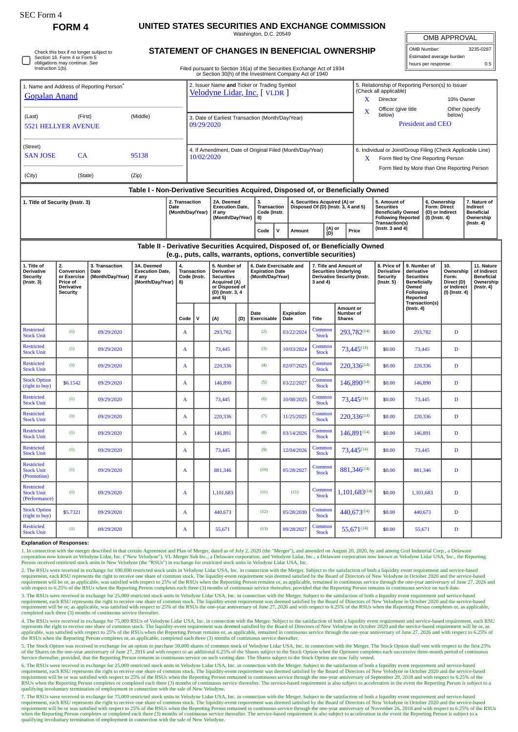SEC Form 4

# FORM 4

## UNITED STATES SECURITIES AND EXCHANGE COMMISSION

Washington, D.C. 20549

## STATEMENT OF CHANGES IN BENEFICIAL OWNERSHIP

Check this box if no longer subject to Section 16. Form 4 or Form 5 obligations may continue. *See* Instruction 1(b).

Filed pursuant to Section 16(a) of the Securities Exchange Act of 1934 or Section 30(h) of the Investment Company Act of 1940

| OMB APPROVAL | |
|---|---|
| OMB Number: | 3235-0287 |
| Estimated average burden | |
| hours per response: | 0.5 |

1. Name and Address of Reporting Person*
Gopalan Anand

(Last) (First) (Middle)
5521 HELLYER AVENUE

(Street)
SAN JOSE CA 95138

(City) (State) (Zip)

2. Issuer Name and Ticker or Trading Symbol
Velodyne Lidar, Inc. [ VLDR ]

3. Date of Earliest Transaction (Month/Day/Year)
09/29/2020

4. If Amendment, Date of Original Filed (Month/Day/Year)
10/02/2020

5. Relationship of Reporting Person(s) to Issuer (Check all applicable)
X Director
10% Owner
X Officer (give title below)
Other (specify below)
President and CEO

6. Individual or Joint/Group Filing (Check Applicable Line)
X Form filed by One Reporting Person
Form filed by More than One Reporting Person

### Table I - Non-Derivative Securities Acquired, Disposed of, or Beneficially Owned

| 1. Title of Security (Instr. 3) | 2. Transaction Date (Month/Day/Year) | 2A. Deemed Execution Date, if any (Month/Day/Year) | 3. Transaction Code (Instr. 8) | | 4. Securities Acquired (A) or Disposed Of (D) (Instr. 3, 4 and 5) | | | 5. Amount of Securities Beneficially Owned Following Reported Transaction(s) (Instr. 3 and 4) | 6. Ownership Form: Direct (D) or Indirect (I) (Instr. 4) | 7. Nature of Indirect Beneficial Ownership (Instr. 4) |
|---|---|---|---|---|---|---|---|---|---|---|
| | | | Code | V | Amount | (A) or (D) | Price | | | |

### Table II - Derivative Securities Acquired, Disposed of, or Beneficially Owned (e.g., puts, calls, warrants, options, convertible securities)

| 1. Title of Derivative Security (Instr. 3) | 2. Conversion or Exercise Price of Derivative Security | 3. Transaction Date (Month/Day/Year) | 3A. Deemed Execution Date, if any (Month/Day/Year) | 4. Transaction Code (Instr. 8) | | 5. Number of Derivative Securities Acquired (A) or Disposed of (D) (Instr. 3, 4 and 5) | | 6. Date Exercisable and Expiration Date (Month/Day/Year) | | 7. Title and Amount of Securities Underlying Derivative Security (Instr. 3 and 4) | | 8. Price of Derivative Security (Instr. 5) | 9. Number of derivative Securities Beneficially Owned Following Reported Transaction(s) (Instr. 4) | 10. Ownership Form: Direct (D) or Indirect (I) (Instr. 4) | 11. Nature of Indirect Beneficial Ownership (Instr. 4) |
|---|---|---|---|---|---|---|---|---|---|---|---|---|---|---|---|
| | | | | Code | V | (A) | (D) | Date Exercisable | Expiration Date | Title | Amount or Number of Shares | | | | |
| Restricted Stock Unit | (1) | 09/29/2020 | | A | | 293,782 | | (2) | 03/22/2024 | Common Stock | 293,782(14) | $0.00 | 293,782 | D | |
| Restricted Stock Unit | (1) | 09/29/2020 | | A | | 73,445 | | (3) | 10/03/2024 | Common Stock | 73,445(14) | $0.00 | 73,445 | D | |
| Restricted Stock Unit | (1) | 09/29/2020 | | A | | 220,336 | | (4) | 02/07/2025 | Common Stock | 220,336(14) | $0.00 | 220,336 | D | |
| Stock Option (right to buy) | $6.1542 | 09/29/2020 | | A | | 146,890 | | (5) | 03/22/2027 | Common Stock | 146,890(14) | $0.00 | 146,890 | D | |
| Restricted Stock Unit | (1) | 09/29/2020 | | A | | 73,445 | | (6) | 10/08/2025 | Common Stock | 73,445(14) | $0.00 | 73,445 | D | |
| Restricted Stock Unit | (1) | 09/29/2020 | | A | | 220,336 | | (7) | 11/25/2025 | Common Stock | 220,336(14) | $0.00 | 220,336 | D | |
| Restricted Stock Unit | (1) | 09/29/2020 | | A | | 146,891 | | (8) | 03/14/2026 | Common Stock | 146,891(14) | $0.00 | 146,891 | D | |
| Restricted Stock Unit | (1) | 09/29/2020 | | A | | 73,445 | | (9) | 12/04/2026 | Common Stock | 73,445(14) | $0.00 | 73,445 | D | |
| Restricted Stock Unit (Promotion) | (1) | 09/29/2020 | | A | | 881,346 | | (10) | 05/28/2027 | Common Stock | 881,346(14) | $0.00 | 881,346 | D | |
| Restricted Stock Unit (Performance) | (1) | 09/29/2020 | | A | | 1,101,683 | | (11) | (11) | Common Stock | 1,101,683(14) | $0.00 | 1,101,683 | D | |
| Stock Option (right to buy) | $5.7321 | 09/29/2020 | | A | | 440,673 | | (12) | 05/28/2030 | Common Stock | 440,673(14) | $0.00 | 440,673 | D | |
| Restricted Stock Unit | (1) | 09/29/2020 | | A | | 55,671 | | (13) | 09/28/2027 | Common Stock | 55,671(14) | $0.00 | 55,671 | D | |

**Explanation of Responses:**

1. In connection with the merger described in that certain Agreement and Plan of Merger, dated as of July 2, 2020 (the "Merger"), and amended on August 20, 2020, by and among Graf Industrial Corp., a Delaware corporation now known as Velodyne Lidar, Inc. ("New Velodyne"), VL Merger Sub Inc., a Delaware corporation, and Velodyne Lidar, Inc., a Delaware corporation now known as Velodyne Lidar USA, Inc., the Reporting Person received restricted stock units in New Velodyne (the "RSUs") in exchange for restricted stock units in Velodyne Lidar USA, Inc.

2. The RSUs were received in exchange for 100,000 restricted stock units in Velodyne Lidar USA, Inc. in connection with the Merger. Subject to the satisfaction of both a liquidity event requirement and service-based requirement, each RSU represents the right to receive one share of common stock. The liquidity-event requirement was deemed satisfied by the Board of Directors of New Velodyne in October 2020 and the service-based requirement will be or, as applicable, was satisfied with respect to 25% of the RSUs when the Reporting Person remains or, as applicable, remained in continuous service through the one-year anniversary of the June 27, 2026 and with respect to 6.25% of the RSUs when the Reporting Person completes each three (3) months of continuous service thereafter, provided that the Reporting Person remains in continuous service on such date.

3. The RSUs were received in exchange for 25,000 restricted stock units in Velodyne Lidar USA, Inc. in connection with the Merger. Subject to the satisfaction of both a liquidity event requirement and service-based requirement, each RSU represents the right to receive one share of common stock. The liquidity-event requirement was deemed satisfied by the Board of Directors of New Velodyne in October 2020 and the service-based requirement will be or, as applicable, was satisfied with respect to 25% of the RSUs the one-year anniversary of June 27, 2026 and with respect to 6.25% of the RSUs when the Reporting Person completes or, as applicable, completed each three (3) months of continuous service thereafter.

4. The RSUs were received in exchange for 75,000 RSUs of Velodyne Lidar USA, Inc. in connection with the Merger. Subject to the satisfaction of both a liquidity event requirement and service-based requirement, each RSU represents the right to receive one share of common stock. The liquidity-event requirement was deemed satisfied by the Board of Directors of New Velodyne in October 2020 and the service-based requirement will be or, as applicable, was satisfied with respect to 25% of the RSUs when the Reporting Person remains or, as applicable, remained in continuous service through the one-year anniversary of June 27, 2026 and with respect to 6.25% of the RSUs when the Reporting Person completes or, as applicable, completed each three (3) months of continuous service thereafter.

5. The Stock Option was received in exchange for an option to purchase 50,000 shares of common stock of Velodyne Lidar USA, Inc. in connection with the Merger. The Stock Option shall vest with respect to the first 25% of the Shares on the one-year anniversary of June 27, 2016 and with respect to an additional 6.25% of the Shares subject to the Stock Option when the Optionee completes each successive three-month period of continuous Service thereafter, provided, that the Reporting Person remains in continuous service on such vesting date. The Shares subject to the Stock Option are now fully vested.

6. The RSUs were received in exchange for 25,000 restricted stock units in Velodyne Lidar USA, Inc. in connection with the Merger. Subject to the satisfaction of both a liquidity event requirement and service-based requirement, each RSU represents the right to receive one share of common stock. The liquidity-event requirement was deemed satisfied by the Board of Directors of New Velodyne in October 2020 and the service-based requirement will be or was satisfied with respect to 25% of the RSUs when the Reporting Person remained in continuous service through the one-year anniversary of September 29, 2018 and with respect to 6.25% of the RSUs when the Reporting Person completes or completed each three (3) months of continuous service thereafter. The service-based requirement is also subject to acceleration in the event the Reporting Person is subject to a qualifying involuntary termination of employment in connection with the sale of New Velodyne.

7. The RSUs were received in exchange for 75,000 restricted stock units in Velodyne Lidar USA, Inc. in connection with the Merger. Subject to the satisfaction of both a liquidity event requirement and service-based requirement, each RSU represents the right to receive one share of common stock. The liquidity-event requirement was deemed satisfied by the Board of Directors of New Velodyne in October 2020 and the service-based requirement will be or was satisfied with respect to 25% of the RSUs when the Reporting Person remained in continuous service through the one-year anniversary of November 26, 2018 and with respect to 6.25% of the RSUs when the Reporting Person completes or completed each three (3) months of continuous service thereafter. The service-based requirement is also subject to acceleration in the event the Reporting Person is subject to a qualifying involuntary termination of employment in connection with the sale of New Velodyne.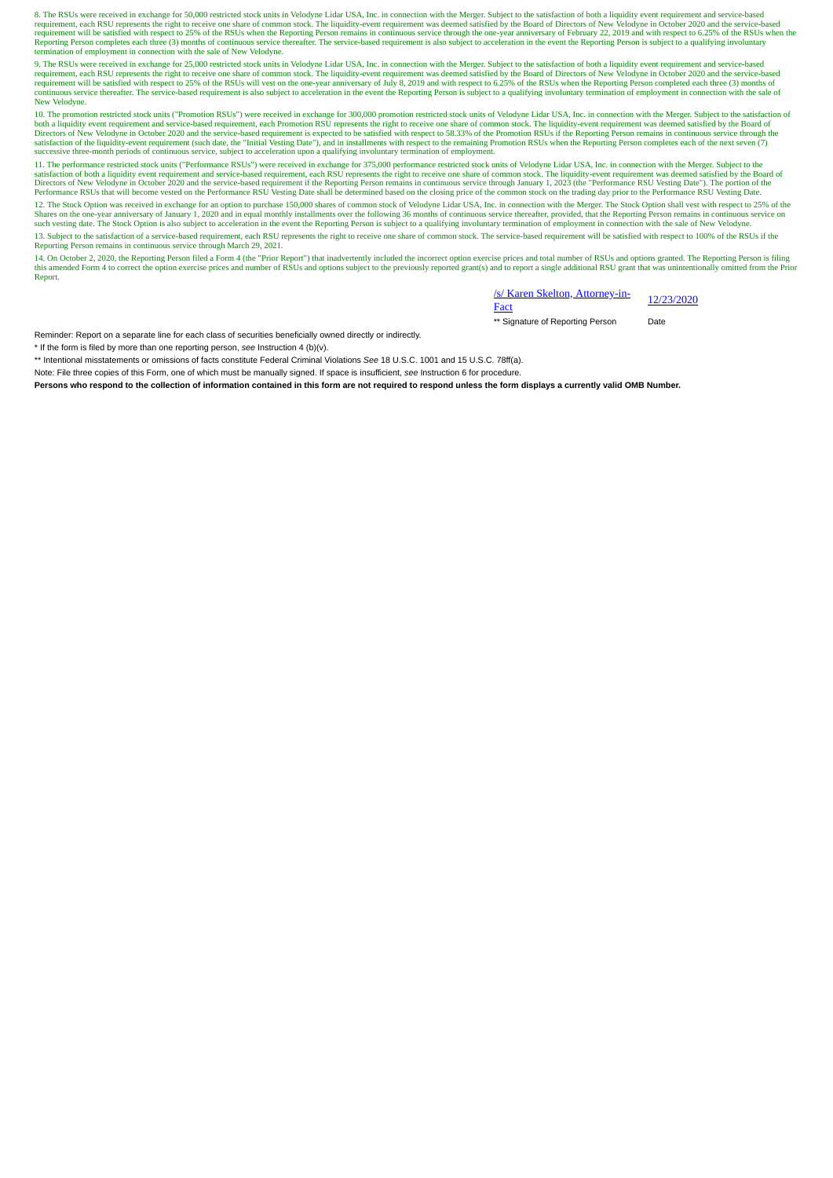8. The RSUs were received in exchange for 50,000 restricted stock units in Velodyne Lidar USA, Inc. in connection with the Merger. Subject to the satisfaction of both a liquidity event requirement and service-based requirement, each RSU represents the right to receive one share of common stock. The liquidity-event requirement was deemed satisfied by the Board of Directors of New Velodyne in October 2020 and the service-based requirement will be satisfied with respect to 25% of the RSUs when the Reporting Person remains in continuous service through the one-year anniversary of February 22, 2019 and with respect to 6.25% of the RSUs when the Reporting Person completes each three (3) months of continuous service thereafter. The service-based requirement is also subject to acceleration in the event the Reporting Person is subject to a qualifying involuntary termination of employment in connection with the sale of New Velodyne.

9. The RSUs were received in exchange for 25,000 restricted stock units in Velodyne Lidar USA, Inc. in connection with the Merger. Subject to the satisfaction of both a liquidity event requirement and service-based requirement, each RSU represents the right to receive one share of common stock. The liquidity-event requirement was deemed satisfied by the Board of Directors of New Velodyne in October 2020 and the service-based requirement will be satisfied with respect to 25% of the RSUs will vest on the one-year anniversary of July 8, 2019 and with respect to 6.25% of the RSUs when the Reporting Person completed each three (3) months of continuous service thereafter. The service-based requirement is also subject to acceleration in the event the Reporting Person is subject to a qualifying involuntary termination of employment in connection with the sale of New Velodyne.

10. The promotion restricted stock units ("Promotion RSUs") were received in exchange for 300,000 promotion restricted stock units of Velodyne Lidar USA, Inc. in connection with the Merger. Subject to the satisfaction of both a liquidity event requirement and service-based requirement, each Promotion RSU represents the right to receive one share of common stock. The liquidity-event requirement was deemed satisfied by the Board of Directors of New Velodyne in October 2020 and the service-based requirement is expected to be satisfied with respect to 58.33% of the Promotion RSUs if the Reporting Person remains in continuous service through the satisfaction of the liquidity-event requirement (such date, the "Initial Vesting Date"), and in installments with respect to the remaining Promotion RSUs when the Reporting Person completes each of the next seven (7) successive three-month periods of continuous service, subject to acceleration upon a qualifying involuntary termination of employment.

11. The performance restricted stock units ("Performance RSUs") were received in exchange for 375,000 performance restricted stock units of Velodyne Lidar USA, Inc. in connection with the Merger. Subject to the satisfaction of both a liquidity event requirement and service-based requirement, each RSU represents the right to receive one share of common stock. The liquidity-event requirement was deemed satisfied by the Board of Directors of New Velodyne in October 2020 and the service-based requirement if the Reporting Person remains in continuous service through January 1, 2023 (the "Performance RSU Vesting Date"). The portion of the Performance RSUs that will become vested on the Performance RSU Vesting Date shall be determined based on the closing price of the common stock on the trading day prior to the Performance RSU Vesting Date.

12. The Stock Option was received in exchange for an option to purchase 150,000 shares of common stock of Velodyne Lidar USA, Inc. in connection with the Merger. The Stock Option shall vest with respect to 25% of the Shares on the one-year anniversary of January 1, 2020 and in equal monthly installments over the following 36 months of continuous service thereafter, provided, that the Reporting Person remains in continuous service on such vesting date. The Stock Option is also subject to acceleration in the event the Reporting Person is subject to a qualifying involuntary termination of employment in connection with the sale of New Velodyne.

13. Subject to the satisfaction of a service-based requirement, each RSU represents the right to receive one share of common stock. The service-based requirement will be satisfied with respect to 100% of the RSUs if the Reporting Person remains in continuous service through March 29, 2021.

14. On October 2, 2020, the Reporting Person filed a Form 4 (the "Prior Report") that inadvertently included the incorrect option exercise prices and total number of RSUs and options granted. The Reporting Person is filing this amended Form 4 to correct the option exercise prices and number of RSUs and options subject to the previously reported grant(s) and to report a single additional RSU grant that was unintentionally omitted from the Prior Report.

| | |
|---|---|
| /s/ Karen Skelton, Attorney-in-Fact | 12/23/2020 |
| ** Signature of Reporting Person | Date |

Reminder: Report on a separate line for each class of securities beneficially owned directly or indirectly.

* If the form is filed by more than one reporting person, *see* Instruction 4 (b)(v).

** Intentional misstatements or omissions of facts constitute Federal Criminal Violations *See* 18 U.S.C. 1001 and 15 U.S.C. 78ff(a).

Note: File three copies of this Form, one of which must be manually signed. If space is insufficient, *see* Instruction 6 for procedure.

**Persons who respond to the collection of information contained in this form are not required to respond unless the form displays a currently valid OMB Number.**